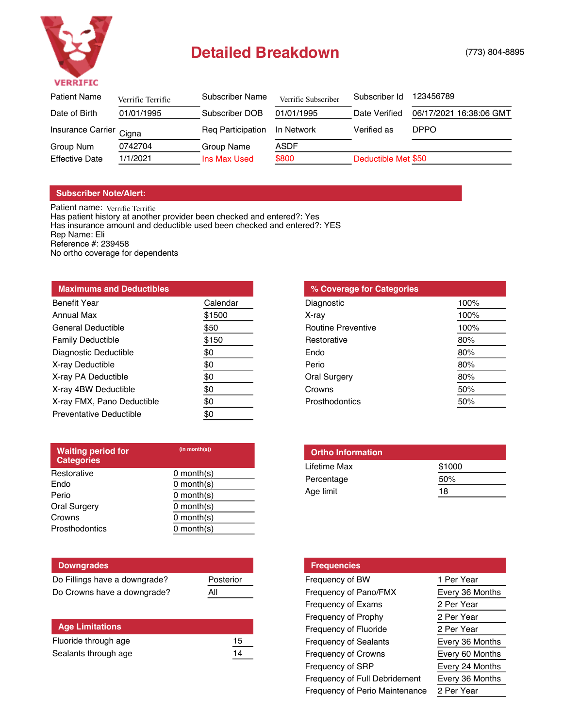# Detailed Breakdown

(773) 804-8895

| | | | | | |
|---|---|---|---|---|---|
| Patient Name | Verrific Terrific | Subscriber Name | Verrific Subscriber | Subscriber Id | 123456789 |
| Date of Birth | 01/01/1995 | Subscriber DOB | 01/01/1995 | Date Verified | 06/17/2021 16:38:06 GMT |
| Insurance Carrier | Cigna | Req Participation | In Network | Verified as | DPPO |
| Group Num | 0742704 | Group Name | ASDF | | |
| Effective Date | 1/1/2021 | Ins Max Used | $800 | Deductible Met | $50 |

## Subscriber Note/Alert:

Patient name: Verrific Terrific
Has patient history at another provider been checked and entered?: Yes
Has insurance amount and deductible used been checked and entered?: YES
Rep Name: Eli
Reference #: 239458
No ortho coverage for dependents

## Maximums and Deductibles

| | |
|---|---|
| Benefit Year | Calendar |
| Annual Max | $1500 |
| General Deductible | $50 |
| Family Deductible | $150 |
| Diagnostic Deductible | $0 |
| X-ray Deductible | $0 |
| X-ray PA Deductible | $0 |
| X-ray 4BW Deductible | $0 |
| X-ray FMX, Pano Deductible | $0 |
| Preventative Deductible | $0 |

## % Coverage for Categories

| | |
|---|---|
| Diagnostic | 100% |
| X-ray | 100% |
| Routine Preventive | 100% |
| Restorative | 80% |
| Endo | 80% |
| Perio | 80% |
| Oral Surgery | 80% |
| Crowns | 50% |
| Prosthodontics | 50% |

## Waiting period for Categories (in month(s))

| | |
|---|---|
| Restorative | 0 month(s) |
| Endo | 0 month(s) |
| Perio | 0 month(s) |
| Oral Surgery | 0 month(s) |
| Crowns | 0 month(s) |
| Prosthodontics | 0 month(s) |

## Ortho Information

| | |
|---|---|
| Lifetime Max | $1000 |
| Percentage | 50% |
| Age limit | 18 |

## Downgrades

| | |
|---|---|
| Do Fillings have a downgrade? | Posterior |
| Do Crowns have a downgrade? | All |

## Age Limitations

| | |
|---|---|
| Fluoride through age | 15 |
| Sealants through age | 14 |

## Frequencies

| | |
|---|---|
| Frequency of BW | 1 Per Year |
| Frequency of Pano/FMX | Every 36 Months |
| Frequency of Exams | 2 Per Year |
| Frequency of Prophy | 2 Per Year |
| Frequency of Fluoride | 2 Per Year |
| Frequency of Sealants | Every 36 Months |
| Frequency of Crowns | Every 60 Months |
| Frequency of SRP | Every 24 Months |
| Frequency of Full Debridement | Every 36 Months |
| Frequency of Perio Maintenance | 2 Per Year |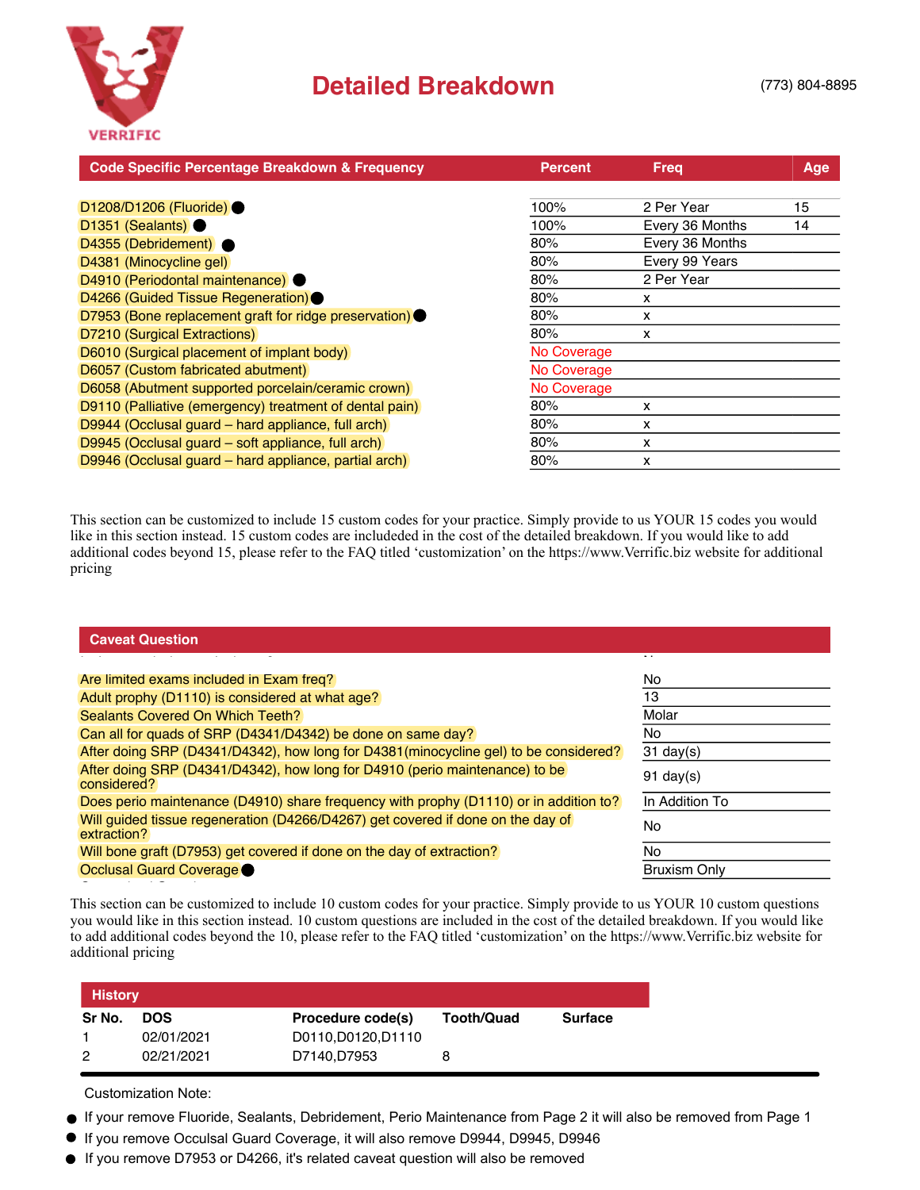VERRIFIC

# Detailed Breakdown

(773) 804-8895

| Code Specific Percentage Breakdown & Frequency | Percent | Freq | Age |
|---|---|---|---|
| D1208/D1206 (Fluoride) ● | 100% | 2 Per Year | 15 |
| D1351 (Sealants) ● | 100% | Every 36 Months | 14 |
| D4355 (Debridement) ● | 80% | Every 36 Months | |
| D4381 (Minocycline gel) | 80% | Every 99 Years | |
| D4910 (Periodontal maintenance) ● | 80% | 2 Per Year | |
| D4266 (Guided Tissue Regeneration) ● | 80% | x | |
| D7953 (Bone replacement graft for ridge preservation) ● | 80% | x | |
| D7210 (Surgical Extractions) | 80% | x | |
| D6010 (Surgical placement of implant body) | No Coverage | | |
| D6057 (Custom fabricated abutment) | No Coverage | | |
| D6058 (Abutment supported porcelain/ceramic crown) | No Coverage | | |
| D9110 (Palliative (emergency) treatment of dental pain) | 80% | x | |
| D9944 (Occlusal guard – hard appliance, full arch) | 80% | x | |
| D9945 (Occlusal guard – soft appliance, full arch) | 80% | x | |
| D9946 (Occlusal guard – hard appliance, partial arch) | 80% | x | |

This section can be customized to include 15 custom codes for your practice. Simply provide to us YOUR 15 codes you would like in this section instead. 15 custom codes are includeded in the cost of the detailed breakdown. If you would like to add additional codes beyond 15, please refer to the FAQ titled 'customization' on the https://www.Verrific.biz website for additional pricing

| Caveat Question | |
|---|---|
| Are limited exams included in Exam freq? | No |
| Adult prophy (D1110) is considered at what age? | 13 |
| Sealants Covered On Which Teeth? | Molar |
| Can all for quads of SRP (D4341/D4342) be done on same day? | No |
| After doing SRP (D4341/D4342), how long for D4381(minocycline gel) to be considered? | 31 day(s) |
| After doing SRP (D4341/D4342), how long for D4910 (perio maintenance) to be considered? | 91 day(s) |
| Does perio maintenance (D4910) share frequency with prophy (D1110) or in addition to? | In Addition To |
| Will guided tissue regeneration (D4266/D4267) get covered if done on the day of extraction? | No |
| Will bone graft (D7953) get covered if done on the day of extraction? | No |
| Occlusal Guard Coverage ● | Bruxism Only |

This section can be customized to include 10 custom codes for your practice. Simply provide to us YOUR 10 custom questions you would like in this section instead. 10 custom questions are included in the cost of the detailed breakdown. If you would like to add additional codes beyond the 10, please refer to the FAQ titled 'customization' on the https://www.Verrific.biz website for additional pricing

## History

| Sr No. | DOS | Procedure code(s) | Tooth/Quad | Surface |
|---|---|---|---|---|
| 1 | 02/01/2021 | D0110,D0120,D1110 | | |
| 2 | 02/21/2021 | D7140,D7953 | 8 | |

Customization Note:

- If your remove Fluoride, Sealants, Debridement, Perio Maintenance from Page 2 it will also be removed from Page 1
- If you remove Occulsal Guard Coverage, it will also remove D9944, D9945, D9946
- If you remove D7953 or D4266, it's related caveat question will also be removed